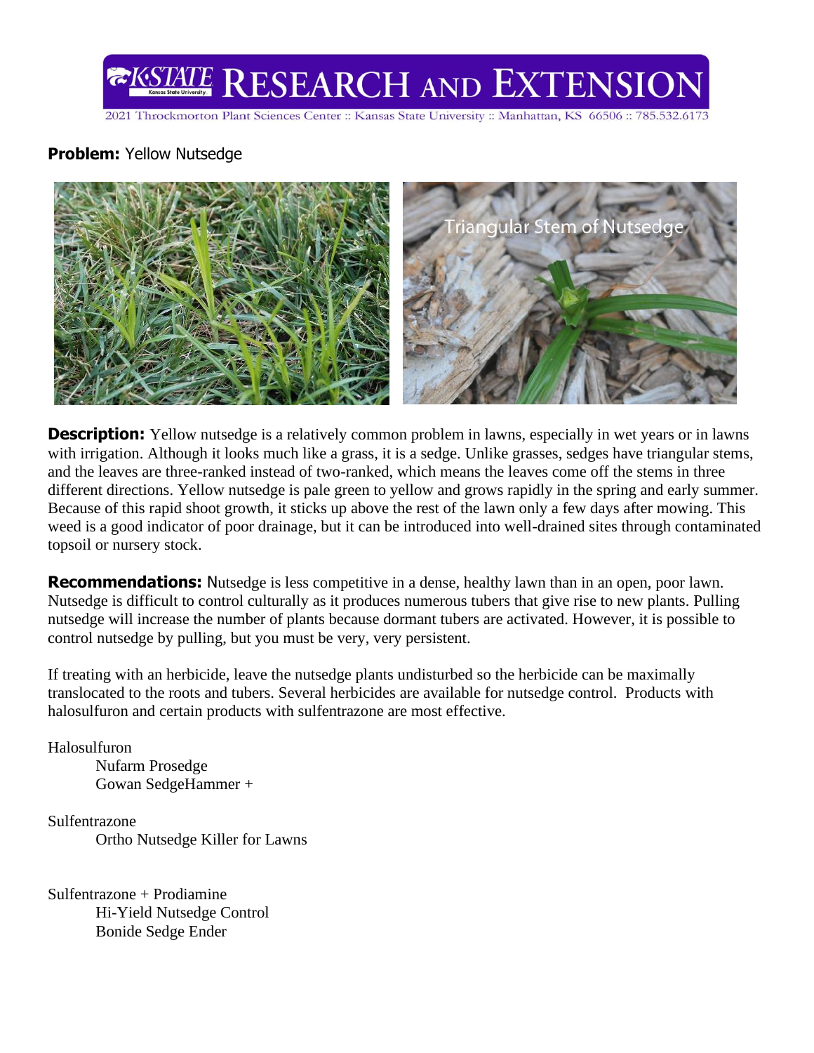# K-STATE RESEARCH AND EXTENSION

2021 Throckmorton Plant Sciences Center :: Kansas State University :: Manhattan, KS 66506 :: 785.532.6173

**Problem:** Yellow Nutsedge

Triangular Stem of Nutsedge

**Description:** Yellow nutsedge is a relatively common problem in lawns, especially in wet years or in lawns with irrigation. Although it looks much like a grass, it is a sedge. Unlike grasses, sedges have triangular stems, and the leaves are three-ranked instead of two-ranked, which means the leaves come off the stems in three different directions. Yellow nutsedge is pale green to yellow and grows rapidly in the spring and early summer. Because of this rapid shoot growth, it sticks up above the rest of the lawn only a few days after mowing. This weed is a good indicator of poor drainage, but it can be introduced into well-drained sites through contaminated topsoil or nursery stock.

**Recommendations:** Nutsedge is less competitive in a dense, healthy lawn than in an open, poor lawn. Nutsedge is difficult to control culturally as it produces numerous tubers that give rise to new plants. Pulling nutsedge will increase the number of plants because dormant tubers are activated. However, it is possible to control nutsedge by pulling, but you must be very, very persistent.

If treating with an herbicide, leave the nutsedge plants undisturbed so the herbicide can be maximally translocated to the roots and tubers. Several herbicides are available for nutsedge control. Products with halosulfuron and certain products with sulfentrazone are most effective.

Halosulfuron
- Nufarm Prosedge
- Gowan SedgeHammer +

Sulfentrazone
- Ortho Nutsedge Killer for Lawns

Sulfentrazone + Prodiamine
- Hi-Yield Nutsedge Control
- Bonide Sedge Ender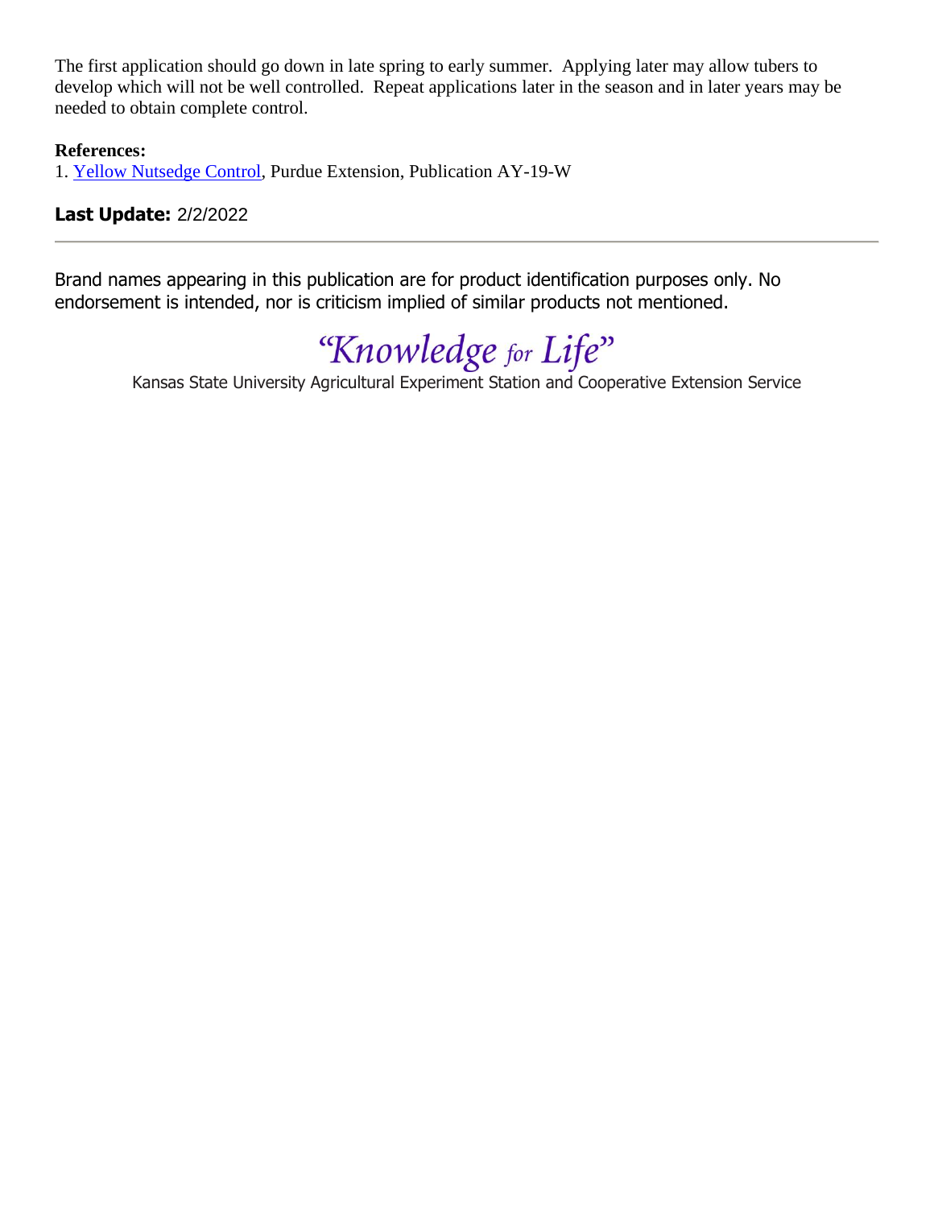The first application should go down in late spring to early summer. Applying later may allow tubers to develop which will not be well controlled. Repeat applications later in the season and in later years may be needed to obtain complete control.

**References:**
1. Yellow Nutsedge Control, Purdue Extension, Publication AY-19-W

**Last Update:** 2/2/2022

---

Brand names appearing in this publication are for product identification purposes only. No endorsement is intended, nor is criticism implied of similar products not mentioned.

*"Knowledge for Life"*

Kansas State University Agricultural Experiment Station and Cooperative Extension Service